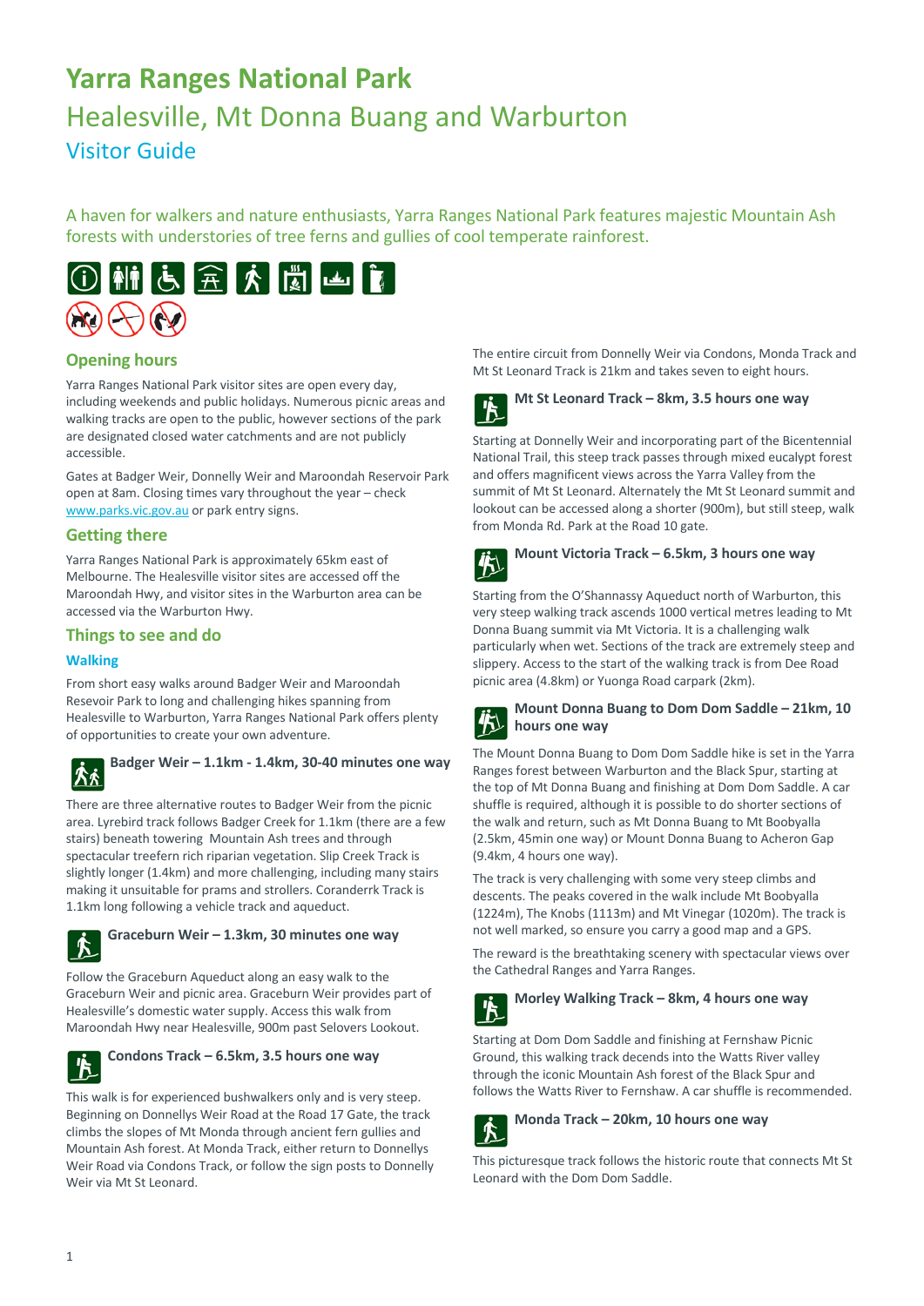# Yarra Ranges National Park

## Healesville, Mt Donna Buang and Warburton

### Visitor Guide

A haven for walkers and nature enthusiasts, Yarra Ranges National Park features majestic Mountain Ash forests with understories of tree ferns and gullies of cool temperate rainforest.

## Opening hours

Yarra Ranges National Park visitor sites are open every day, including weekends and public holidays. Numerous picnic areas and walking tracks are open to the public, however sections of the park are designated closed water catchments and are not publicly accessible.

Gates at Badger Weir, Donnelly Weir and Maroondah Reservoir Park open at 8am. Closing times vary throughout the year – check www.parks.vic.gov.au or park entry signs.

## Getting there

Yarra Ranges National Park is approximately 65km east of Melbourne. The Healesville visitor sites are accessed off the Maroondah Hwy, and visitor sites in the Warburton area can be accessed via the Warburton Hwy.

## Things to see and do

### Walking

From short easy walks around Badger Weir and Maroondah Resevoir Park to long and challenging hikes spanning from Healesville to Warburton, Yarra Ranges National Park offers plenty of opportunities to create your own adventure.

#### Badger Weir – 1.1km - 1.4km, 30-40 minutes one way

There are three alternative routes to Badger Weir from the picnic area. Lyrebird track follows Badger Creek for 1.1km (there are a few stairs) beneath towering Mountain Ash trees and through spectacular treefern rich riparian vegetation. Slip Creek Track is slightly longer (1.4km) and more challenging, including many stairs making it unsuitable for prams and strollers. Coranderrk Track is 1.1km long following a vehicle track and aqueduct.

#### Graceburn Weir – 1.3km, 30 minutes one way

Follow the Graceburn Aqueduct along an easy walk to the Graceburn Weir and picnic area. Graceburn Weir provides part of Healesville's domestic water supply. Access this walk from Maroondah Hwy near Healesville, 900m past Selovers Lookout.

#### Condons Track – 6.5km, 3.5 hours one way

This walk is for experienced bushwalkers only and is very steep. Beginning on Donnellys Weir Road at the Road 17 Gate, the track climbs the slopes of Mt Monda through ancient fern gullies and Mountain Ash forest. At Monda Track, either return to Donnellys Weir Road via Condons Track, or follow the sign posts to Donnelly Weir via Mt St Leonard.

The entire circuit from Donnelly Weir via Condons, Monda Track and Mt St Leonard Track is 21km and takes seven to eight hours.

#### Mt St Leonard Track – 8km, 3.5 hours one way

Starting at Donnelly Weir and incorporating part of the Bicentennial National Trail, this steep track passes through mixed eucalypt forest and offers magnificent views across the Yarra Valley from the summit of Mt St Leonard. Alternately the Mt St Leonard summit and lookout can be accessed along a shorter (900m), but still steep, walk from Monda Rd. Park at the Road 10 gate.

#### Mount Victoria Track – 6.5km, 3 hours one way

Starting from the O'Shannassy Aqueduct north of Warburton, this very steep walking track ascends 1000 vertical metres leading to Mt Donna Buang summit via Mt Victoria. It is a challenging walk particularly when wet. Sections of the track are extremely steep and slippery. Access to the start of the walking track is from Dee Road picnic area (4.8km) or Yuonga Road carpark (2km).

#### Mount Donna Buang to Dom Dom Saddle – 21km, 10 hours one way

The Mount Donna Buang to Dom Dom Saddle hike is set in the Yarra Ranges forest between Warburton and the Black Spur, starting at the top of Mt Donna Buang and finishing at Dom Dom Saddle. A car shuffle is required, although it is possible to do shorter sections of the walk and return, such as Mt Donna Buang to Mt Boobyalla (2.5km, 45min one way) or Mount Donna Buang to Acheron Gap (9.4km, 4 hours one way).

The track is very challenging with some very steep climbs and descents. The peaks covered in the walk include Mt Boobyalla (1224m), The Knobs (1113m) and Mt Vinegar (1020m). The track is not well marked, so ensure you carry a good map and a GPS.

The reward is the breathtaking scenery with spectacular views over the Cathedral Ranges and Yarra Ranges.

#### Morley Walking Track – 8km, 4 hours one way

Starting at Dom Dom Saddle and finishing at Fernshaw Picnic Ground, this walking track decends into the Watts River valley through the iconic Mountain Ash forest of the Black Spur and follows the Watts River to Fernshaw. A car shuffle is recommended.

#### Monda Track – 20km, 10 hours one way

This picturesque track follows the historic route that connects Mt St Leonard with the Dom Dom Saddle.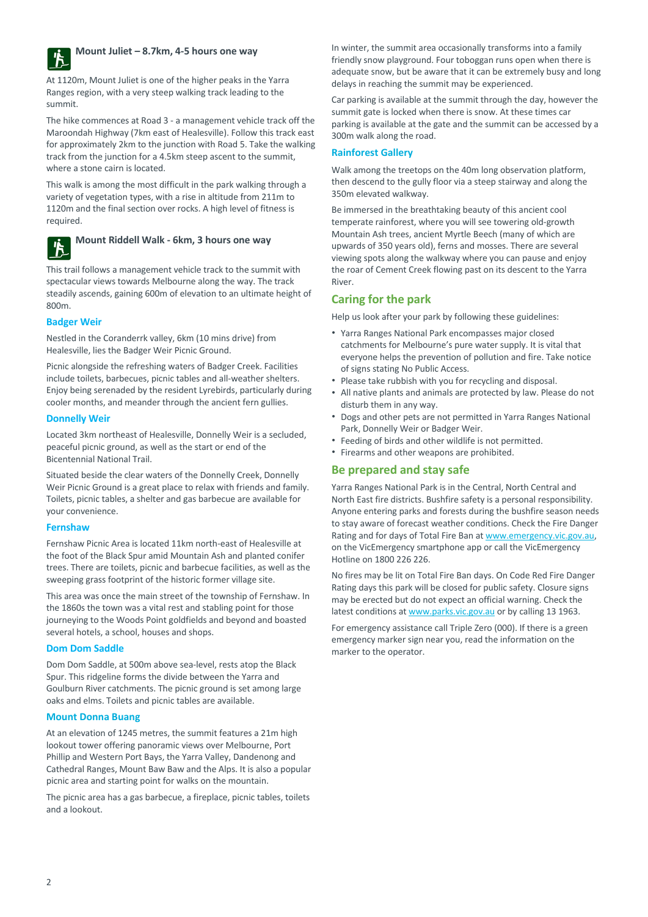### Mount Juliet – 8.7km, 4-5 hours one way

At 1120m, Mount Juliet is one of the higher peaks in the Yarra Ranges region, with a very steep walking track leading to the summit.

The hike commences at Road 3 - a management vehicle track off the Maroondah Highway (7km east of Healesville). Follow this track east for approximately 2km to the junction with Road 5. Take the walking track from the junction for a 4.5km steep ascent to the summit, where a stone cairn is located.

This walk is among the most difficult in the park walking through a variety of vegetation types, with a rise in altitude from 211m to 1120m and the final section over rocks. A high level of fitness is required.

### Mount Riddell Walk - 6km, 3 hours one way

This trail follows a management vehicle track to the summit with spectacular views towards Melbourne along the way. The track steadily ascends, gaining 600m of elevation to an ultimate height of 800m.

### Badger Weir

Nestled in the Coranderrk valley, 6km (10 mins drive) from Healesville, lies the Badger Weir Picnic Ground.

Picnic alongside the refreshing waters of Badger Creek. Facilities include toilets, barbecues, picnic tables and all-weather shelters. Enjoy being serenaded by the resident Lyrebirds, particularly during cooler months, and meander through the ancient fern gullies.

### Donnelly Weir

Located 3km northeast of Healesville, Donnelly Weir is a secluded, peaceful picnic ground, as well as the start or end of the Bicentennial National Trail.

Situated beside the clear waters of the Donnelly Creek, Donnelly Weir Picnic Ground is a great place to relax with friends and family. Toilets, picnic tables, a shelter and gas barbecue are available for your convenience.

### Fernshaw

Fernshaw Picnic Area is located 11km north-east of Healesville at the foot of the Black Spur amid Mountain Ash and planted conifer trees. There are toilets, picnic and barbecue facilities, as well as the sweeping grass footprint of the historic former village site.

This area was once the main street of the township of Fernshaw. In the 1860s the town was a vital rest and stabling point for those journeying to the Woods Point goldfields and beyond and boasted several hotels, a school, houses and shops.

### Dom Dom Saddle

Dom Dom Saddle, at 500m above sea-level, rests atop the Black Spur. This ridgeline forms the divide between the Yarra and Goulburn River catchments. The picnic ground is set among large oaks and elms. Toilets and picnic tables are available.

### Mount Donna Buang

At an elevation of 1245 metres, the summit features a 21m high lookout tower offering panoramic views over Melbourne, Port Phillip and Western Port Bays, the Yarra Valley, Dandenong and Cathedral Ranges, Mount Baw Baw and the Alps. It is also a popular picnic area and starting point for walks on the mountain.

The picnic area has a gas barbecue, a fireplace, picnic tables, toilets and a lookout.

In winter, the summit area occasionally transforms into a family friendly snow playground. Four toboggan runs open when there is adequate snow, but be aware that it can be extremely busy and long delays in reaching the summit may be experienced.

Car parking is available at the summit through the day, however the summit gate is locked when there is snow. At these times car parking is available at the gate and the summit can be accessed by a 300m walk along the road.

### Rainforest Gallery

Walk among the treetops on the 40m long observation platform, then descend to the gully floor via a steep stairway and along the 350m elevated walkway.

Be immersed in the breathtaking beauty of this ancient cool temperate rainforest, where you will see towering old-growth Mountain Ash trees, ancient Myrtle Beech (many of which are upwards of 350 years old), ferns and mosses. There are several viewing spots along the walkway where you can pause and enjoy the roar of Cement Creek flowing past on its descent to the Yarra River.

## Caring for the park

Help us look after your park by following these guidelines:

- Yarra Ranges National Park encompasses major closed catchments for Melbourne's pure water supply. It is vital that everyone helps the prevention of pollution and fire. Take notice of signs stating No Public Access.
- Please take rubbish with you for recycling and disposal.
- All native plants and animals are protected by law. Please do not disturb them in any way.
- Dogs and other pets are not permitted in Yarra Ranges National Park, Donnelly Weir or Badger Weir.
- Feeding of birds and other wildlife is not permitted.
- Firearms and other weapons are prohibited.

## Be prepared and stay safe

Yarra Ranges National Park is in the Central, North Central and North East fire districts. Bushfire safety is a personal responsibility. Anyone entering parks and forests during the bushfire season needs to stay aware of forecast weather conditions. Check the Fire Danger Rating and for days of Total Fire Ban at www.emergency.vic.gov.au, on the VicEmergency smartphone app or call the VicEmergency Hotline on 1800 226 226.

No fires may be lit on Total Fire Ban days. On Code Red Fire Danger Rating days this park will be closed for public safety. Closure signs may be erected but do not expect an official warning. Check the latest conditions at www.parks.vic.gov.au or by calling 13 1963.

For emergency assistance call Triple Zero (000). If there is a green emergency marker sign near you, read the information on the marker to the operator.